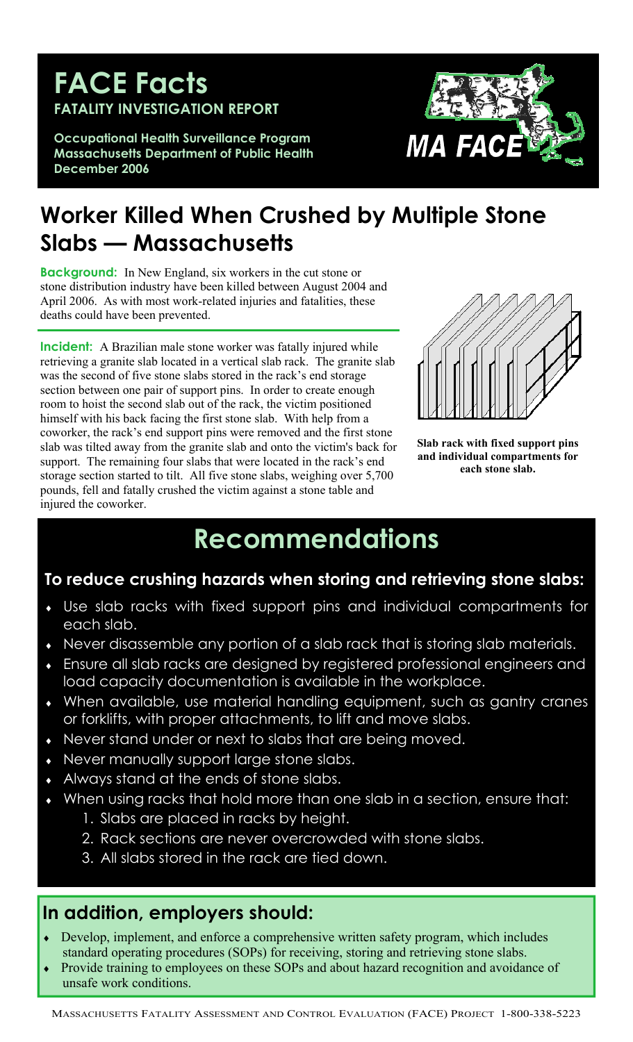# FACE Facts

**FATALITY INVESTIGATION REPORT**

**Occupational Health Surveillance Program**
**Massachusetts Department of Public Health**
**December 2006**

MA FACE

## Worker Killed When Crushed by Multiple Stone Slabs — Massachusetts

**Background:** In New England, six workers in the cut stone or stone distribution industry have been killed between August 2004 and April 2006. As with most work-related injuries and fatalities, these deaths could have been prevented.

**Incident:** A Brazilian male stone worker was fatally injured while retrieving a granite slab located in a vertical slab rack. The granite slab was the second of five stone slabs stored in the rack's end storage section between one pair of support pins. In order to create enough room to hoist the second slab out of the rack, the victim positioned himself with his back facing the first stone slab. With help from a coworker, the rack's end support pins were removed and the first stone slab was tilted away from the granite slab and onto the victim's back for support. The remaining four slabs that were located in the rack's end storage section started to tilt. All five stone slabs, weighing over 5,700 pounds, fell and fatally crushed the victim against a stone table and injured the coworker.

**Slab rack with fixed support pins and individual compartments for each stone slab.**

# Recommendations

### To reduce crushing hazards when storing and retrieving stone slabs:

- Use slab racks with fixed support pins and individual compartments for each slab.
- Never disassemble any portion of a slab rack that is storing slab materials.
- Ensure all slab racks are designed by registered professional engineers and load capacity documentation is available in the workplace.
- When available, use material handling equipment, such as gantry cranes or forklifts, with proper attachments, to lift and move slabs.
- Never stand under or next to slabs that are being moved.
- Never manually support large stone slabs.
- Always stand at the ends of stone slabs.
- When using racks that hold more than one slab in a section, ensure that:
    1. Slabs are placed in racks by height.
    2. Rack sections are never overcrowded with stone slabs.
    3. All slabs stored in the rack are tied down.

### In addition, employers should:

- Develop, implement, and enforce a comprehensive written safety program, which includes standard operating procedures (SOPs) for receiving, storing and retrieving stone slabs.
- Provide training to employees on these SOPs and about hazard recognition and avoidance of unsafe work conditions.

MASSACHUSETTS FATALITY ASSESSMENT AND CONTROL EVALUATION (FACE) PROJECT 1-800-338-5223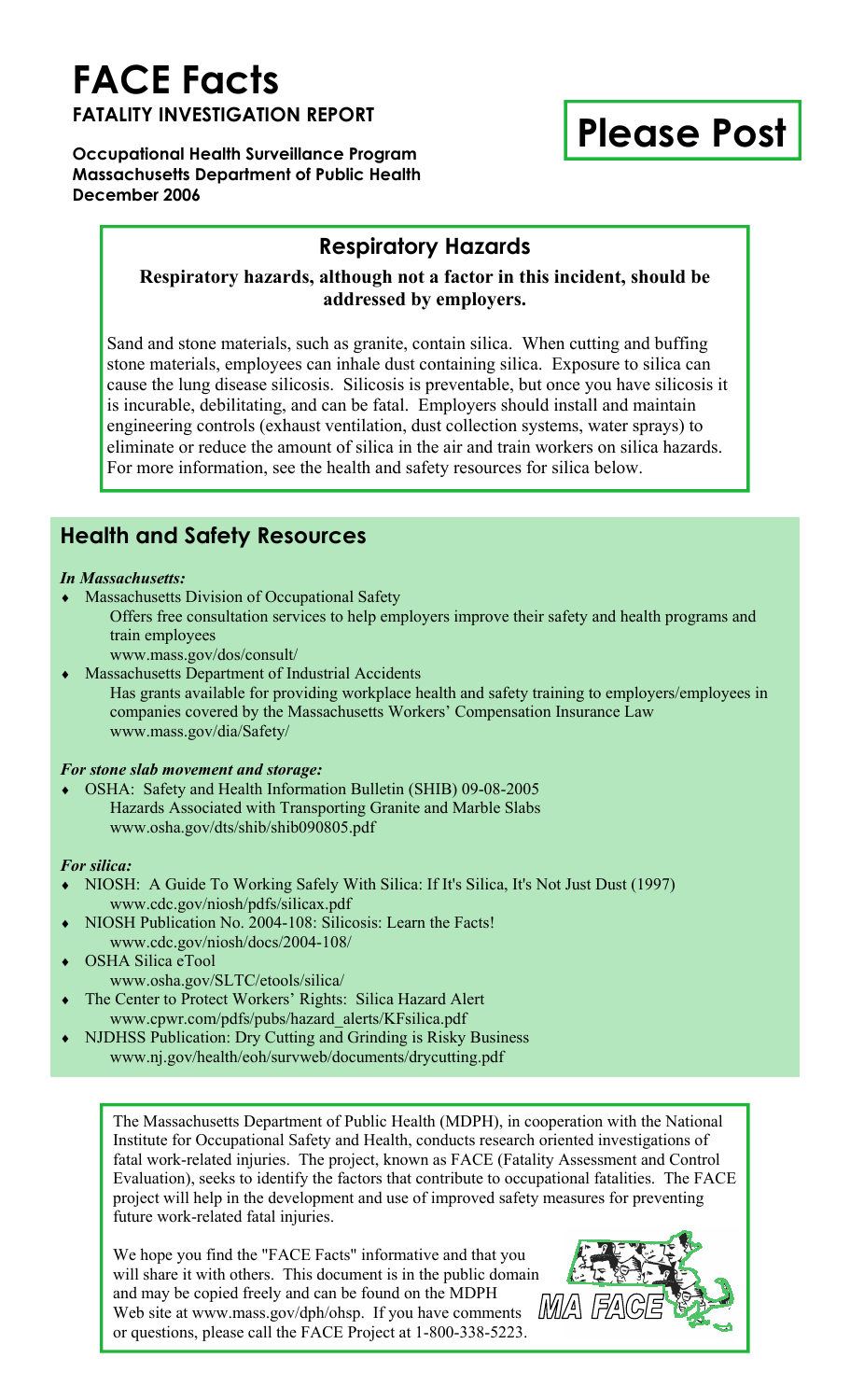# FACE Facts

**FATALITY INVESTIGATION REPORT**

**Occupational Health Surveillance Program**
**Massachusetts Department of Public Health**
**December 2006**

**Please Post**

## Respiratory Hazards

**Respiratory hazards, although not a factor in this incident, should be addressed by employers.**

Sand and stone materials, such as granite, contain silica. When cutting and buffing stone materials, employees can inhale dust containing silica. Exposure to silica can cause the lung disease silicosis. Silicosis is preventable, but once you have silicosis it is incurable, debilitating, and can be fatal. Employers should install and maintain engineering controls (exhaust ventilation, dust collection systems, water sprays) to eliminate or reduce the amount of silica in the air and train workers on silica hazards. For more information, see the health and safety resources for silica below.

## Health and Safety Resources

***In Massachusetts:***

- Massachusetts Division of Occupational Safety
  Offers free consultation services to help employers improve their safety and health programs and train employees
  www.mass.gov/dos/consult/
- Massachusetts Department of Industrial Accidents
  Has grants available for providing workplace health and safety training to employers/employees in companies covered by the Massachusetts Workers' Compensation Insurance Law
  www.mass.gov/dia/Safety/

***For stone slab movement and storage:***

- OSHA: Safety and Health Information Bulletin (SHIB) 09-08-2005
  Hazards Associated with Transporting Granite and Marble Slabs
  www.osha.gov/dts/shib/shib090805.pdf

***For silica:***

- NIOSH: A Guide To Working Safely With Silica: If It's Silica, It's Not Just Dust (1997)
  www.cdc.gov/niosh/pdfs/silicax.pdf
- NIOSH Publication No. 2004-108: Silicosis: Learn the Facts!
  www.cdc.gov/niosh/docs/2004-108/
- OSHA Silica eTool
  www.osha.gov/SLTC/etools/silica/
- The Center to Protect Workers' Rights: Silica Hazard Alert
  www.cpwr.com/pdfs/pubs/hazard_alerts/KFsilica.pdf
- NJDHSS Publication: Dry Cutting and Grinding is Risky Business
  www.nj.gov/health/eoh/survweb/documents/drycutting.pdf

The Massachusetts Department of Public Health (MDPH), in cooperation with the National Institute for Occupational Safety and Health, conducts research oriented investigations of fatal work-related injuries. The project, known as FACE (Fatality Assessment and Control Evaluation), seeks to identify the factors that contribute to occupational fatalities. The FACE project will help in the development and use of improved safety measures for preventing future work-related fatal injuries.

We hope you find the "FACE Facts" informative and that you will share it with others. This document is in the public domain and may be copied freely and can be found on the MDPH Web site at www.mass.gov/dph/ohsp. If you have comments or questions, please call the FACE Project at 1-800-338-5223.

MA FACE